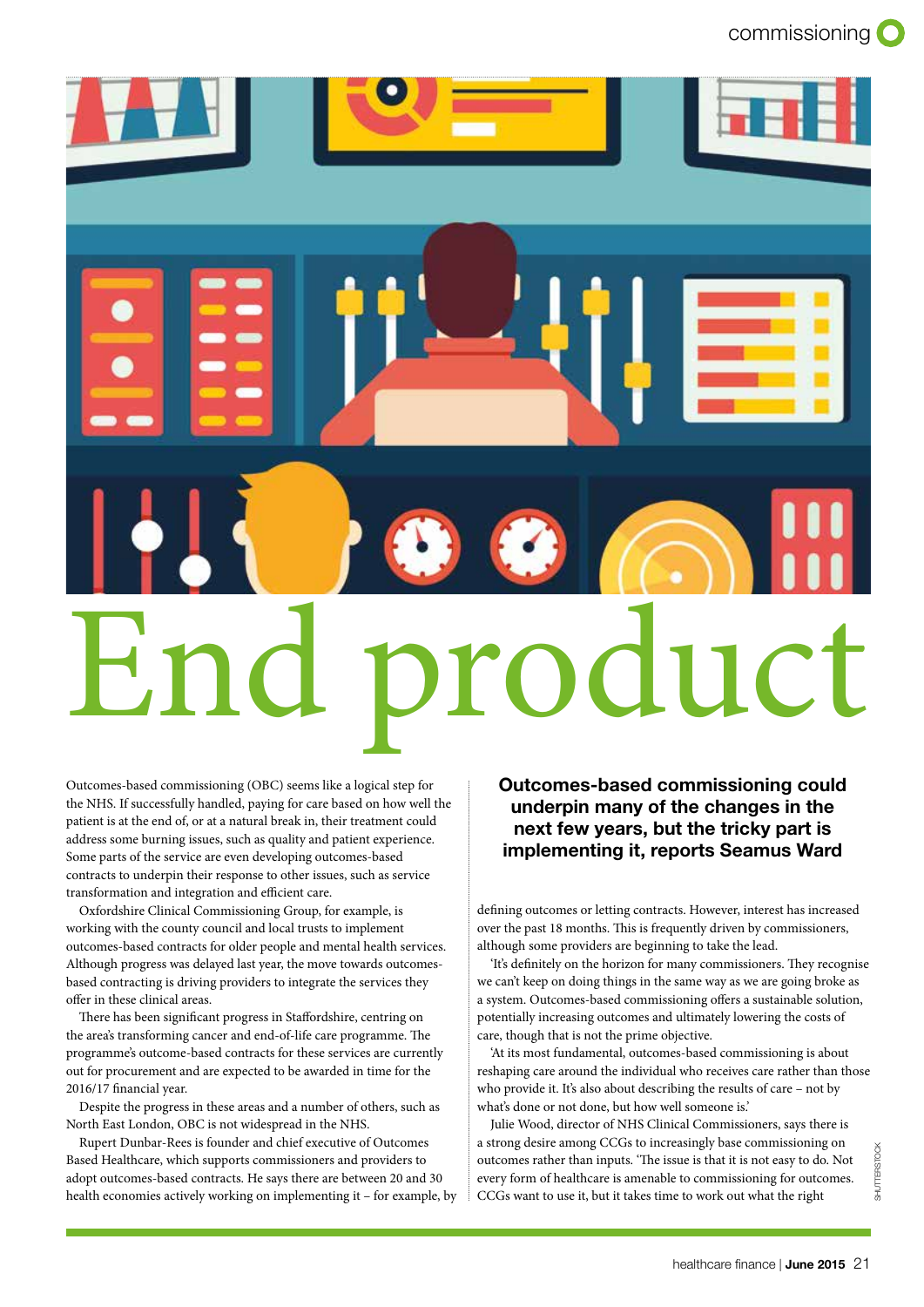# End product

**Outcomes-based commissioning could underpin many of the changes in the next few years, but the tricky part is implementing it, reports Seamus Ward**

Outcomes-based commissioning (OBC) seems like a logical step for the NHS. If successfully handled, paying for care based on how well the patient is at the end of, or at a natural break in, their treatment could address some burning issues, such as quality and patient experience. Some parts of the service are even developing outcomes-based contracting to underpin their response to other issues, such as service transformation and integration and efficient care.

Oxfordshire Clinical Commissioning Group, for example, is working with the county council and local trusts to implement outcomes-based contracts for older people and mental health services. Although progress was delayed last year, the move towards outcomes-based contracting is driving providers to integrate the services they offer in these clinical areas.

There has been significant progress in Staffordshire, centring on the area's transforming cancer and end-of-life care programme. The programme's outcome-based contracts for these services are currently out for procurement and are expected to be awarded in time for the 2016/17 financial year.

Despite the progress in these areas and a number of others, such as North East London, OBC is not widespread in the NHS.

Rupert Dunbar-Rees is founder and chief executive of Outcomes Based Healthcare, which supports commissioners and providers to adopt outcomes-based contracts. He says there are between 20 and 30 health economies actively working on implementing it – for example, by defining outcomes or letting contracts. However, interest has increased over the past 18 months. This is frequently driven by commissioners, although some providers are beginning to take the lead.

'It's definitely on the horizon for many commissioners. They recognise we can't keep on doing things in the same way as we are going broke as a system. Outcomes-based commissioning offers a sustainable solution, potentially increasing outcomes and ultimately lowering the costs of care, though that is not the prime objective.

'At its most fundamental, outcomes-based commissioning is about reshaping care around the individual who receives care rather than those who provide it. It's also about describing the results of care – not by what's done or not done, but how well someone is.'

Julie Wood, director of NHS Clinical Commissioners, says there is a strong desire among CCGs to increasingly base commissioning on outcomes rather than inputs. 'The issue is that it is not easy to do. Not every form of healthcare is amenable to commissioning for outcomes. CCGs want to use it, but it takes time to work out what the right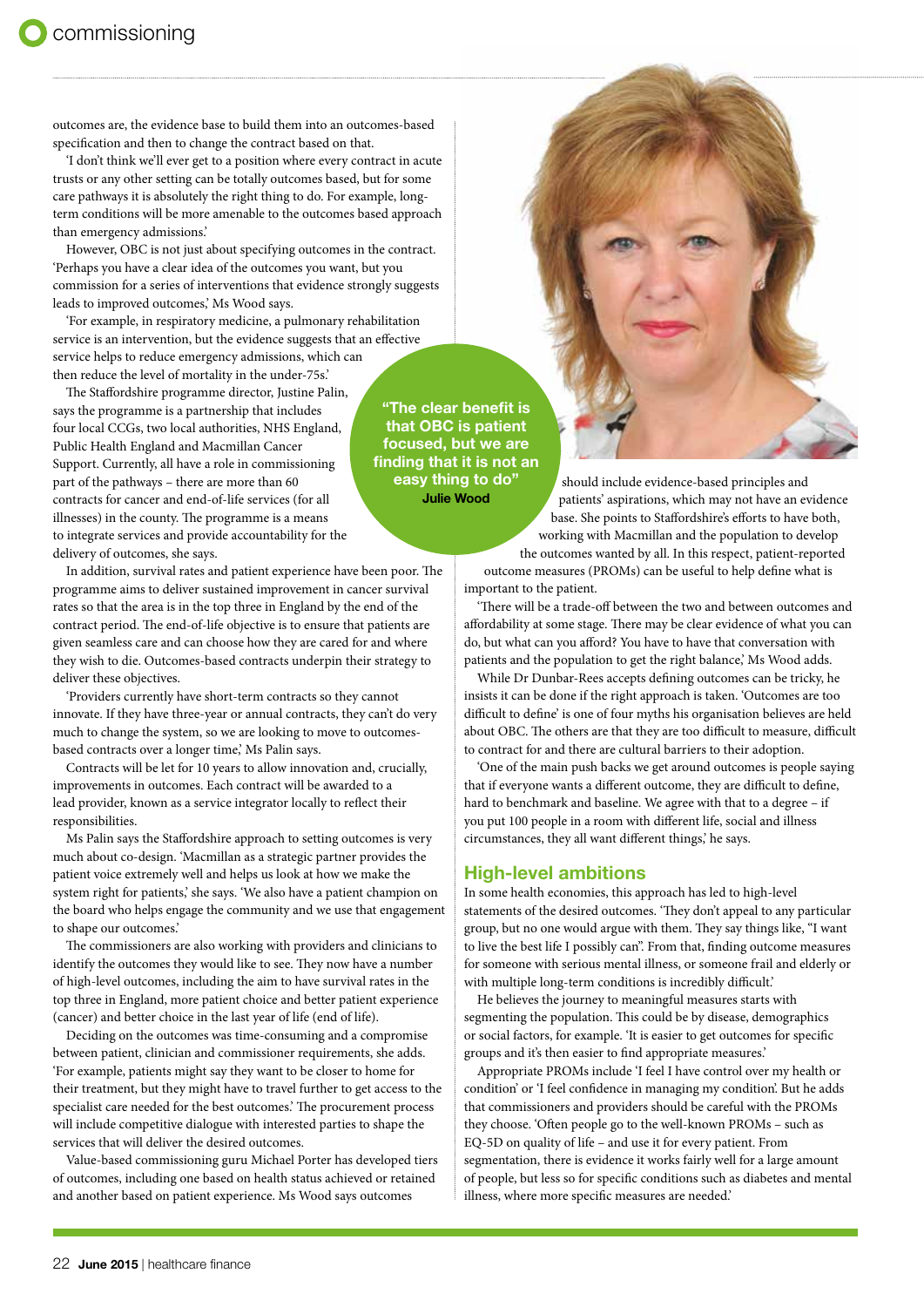outcomes are, the evidence base to build them into an outcomes-based specification and then to change the contract based on that.

'I don't think we'll ever get to a position where every contract in acute trusts or any other setting can be totally outcomes based, but for some care pathways it is absolutely the right thing to do. For example, long-term conditions will be more amenable to the outcomes based approach than emergency admissions.'

However, OBC is not just about specifying outcomes in the contract. 'Perhaps you have a clear idea of the outcomes you want, but you commission for a series of interventions that evidence strongly suggests leads to improved outcomes,' Ms Wood says.

'For example, in respiratory medicine, a pulmonary rehabilitation service is an intervention, but the evidence suggests that an effective service helps to reduce emergency admissions, which can then reduce the level of mortality in the under-75s.'

The Staffordshire programme director, Justine Palin, says the programme is a partnership that includes four local CCGs, two local authorities, NHS England, Public Health England and Macmillan Cancer Support. Currently, all have a role in commissioning part of the pathways – there are more than 60 contracts for cancer and end-of-life services (for all illnesses) in the county. The programme is a means to integrate services and provide accountability for the delivery of outcomes, she says.

In addition, survival rates and patient experience have been poor. The programme aims to deliver sustained improvement in cancer survival rates so that the area is in the top three in England by the end of the contract period. The end-of-life objective is to ensure that patients are given seamless care and can choose how they are cared for and where they wish to die. Outcomes-based contracts underpin their strategy to deliver these objectives.

'Providers currently have short-term contracts so they cannot innovate. If they have three-year or annual contracts, they can't do very much to change the system, so we are looking to move to outcomes-based contracts over a longer time,' Ms Palin says.

Contracts will be let for 10 years to allow innovation and, crucially, improvements in outcomes. Each contract will be awarded to a lead provider, known as a service integrator locally to reflect their responsibilities.

Ms Palin says the Staffordshire approach to setting outcomes is very much about co-design. 'Macmillan as a strategic partner provides the patient voice extremely well and helps us look at how we make the system right for patients,' she says. 'We also have a patient champion on the board who helps engage the community and we use that engagement to shape our outcomes.'

The commissioners are also working with providers and clinicians to identify the outcomes they would like to see. They now have a number of high-level outcomes, including the aim to have survival rates in the top three in England, more patient choice and better patient experience (cancer) and better choice in the last year of life (end of life).

Deciding on the outcomes was time-consuming and a compromise between patient, clinician and commissioner requirements, she adds. 'For example, patients might say they want to be closer to home for their treatment, but they might have to travel further to get access to the specialist care needed for the best outcomes.' The procurement process will include competitive dialogue with interested parties to shape the services that will deliver the desired outcomes.

Value-based commissioning guru Michael Porter has developed tiers of outcomes, including one based on health status achieved or retained and another based on patient experience. Ms Wood says outcomes should include evidence-based principles and patients' aspirations, which may not have an evidence base. She points to Staffordshire's efforts to have both, working with Macmillan and the population to develop the outcomes wanted by all. In this respect, patient-reported outcome measures (PROMs) can be useful to help define what is important to the patient.

> **"The clear benefit is that OBC is patient focused, but we are finding that it is not an easy thing to do"**
> **Julie Wood**

'There will be a trade-off between the two and between outcomes and affordability at some stage. There may be clear evidence of what you can do, but what can you afford? You have to have that conversation with patients and the population to get the right balance,' Ms Wood adds.

While Dr Dunbar-Rees accepts defining outcomes can be tricky, he insists it can be done if the right approach is taken. 'Outcomes are too difficult to define' is one of four myths his organisation believes are held about OBC. The others are that they are too difficult to measure, difficult to contract for and there are cultural barriers to their adoption.

'One of the main push backs we get around outcomes is people saying that if everyone wants a different outcome, they are difficult to define, hard to benchmark and baseline. We agree with that to a degree – if you put 100 people in a room with different life, social and illness circumstances, they all want different things,' he says.

## High-level ambitions

In some health economies, this approach has led to high-level statements of the desired outcomes. 'They don't appeal to any particular group, but no one would argue with them. They say things like, "I want to live the best life I possibly can". From that, finding outcome measures for someone with serious mental illness, or someone frail and elderly or with multiple long-term conditions is incredibly difficult.'

He believes the journey to meaningful measures starts with segmenting the population. This could be by disease, demographics or social factors, for example. 'It is easier to get outcomes for specific groups and it's then easier to find appropriate measures.'

Appropriate PROMs include 'I feel I have control over my health or condition' or 'I feel confidence in managing my condition'. But he adds that commissioners and providers should be careful with the PROMs they choose. 'Often people go to the well-known PROMs – such as EQ-5D on quality of life – and use it for every patient. From segmentation, there is evidence it works fairly well for a large amount of people, but less so for specific conditions such as diabetes and mental illness, where more specific measures are needed.'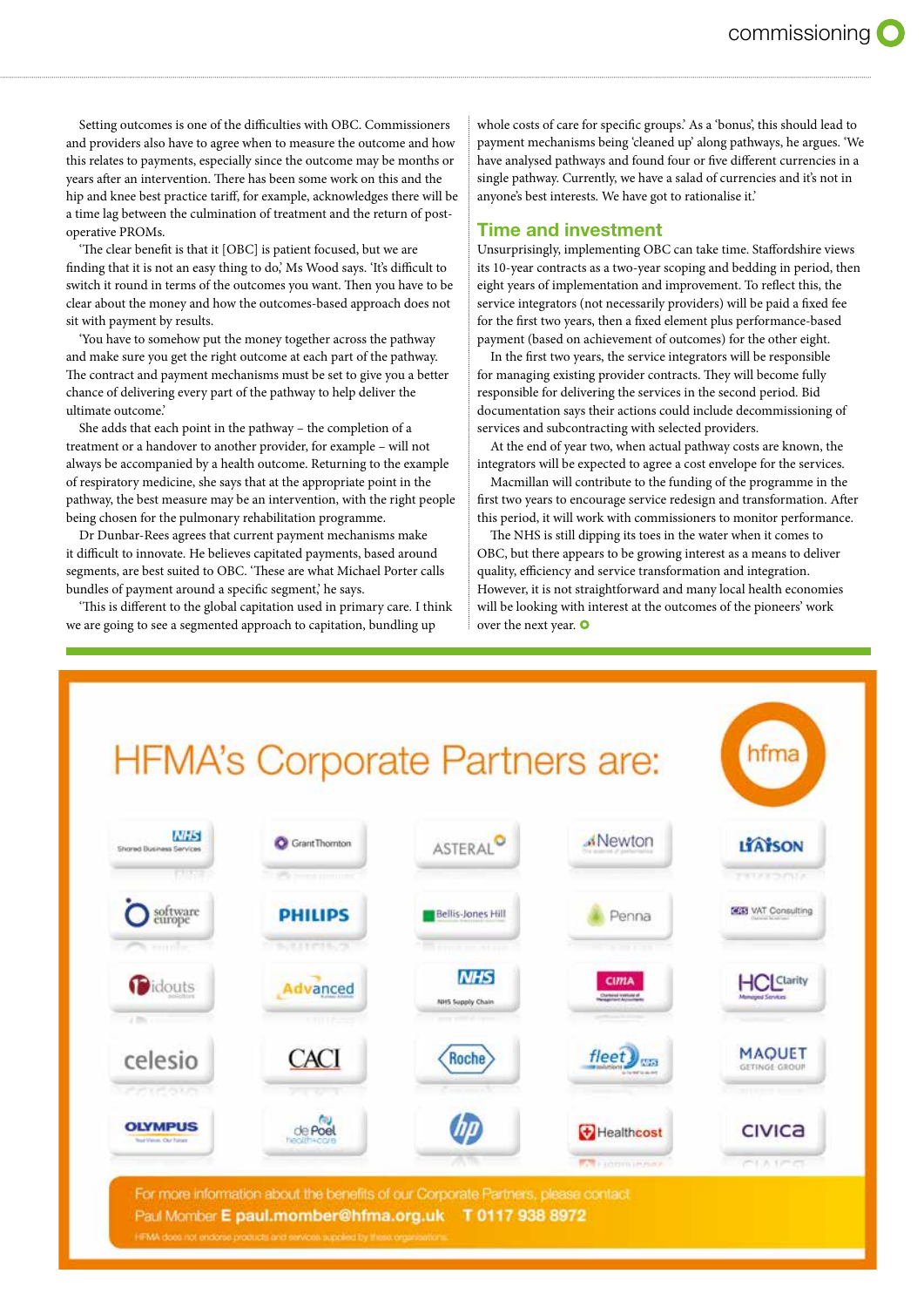Setting outcomes is one of the difficulties with OBC. Commissioners and providers also have to agree when to measure the outcome and how this relates to payments, especially since the outcome may be months or years after an intervention. There has been some work on this and the hip and knee best practice tariff, for example, acknowledges there will be a time lag between the culmination of treatment and the return of post-operative PROMs.

'The clear benefit is that it [OBC] is patient focused, but we are finding that it is not an easy thing to do,' Ms Wood says. 'It's difficult to switch it round in terms of the outcomes you want. Then you have to be clear about the money and how the outcomes-based approach does not sit with payment by results.

'You have to somehow put the money together across the pathway and make sure you get the right outcome at each part of the pathway. The contract and payment mechanisms must be set to give you a better chance of delivering every part of the pathway to help deliver the ultimate outcome.'

She adds that each point in the pathway – the completion of a treatment or a handover to another provider, for example – will not always be accompanied by a health outcome. Returning to the example of respiratory medicine, she says that at the appropriate point in the pathway, the best measure may be an intervention, with the right people being chosen for the pulmonary rehabilitation programme.

Dr Dunbar-Rees agrees that current payment mechanisms make it difficult to innovate. He believes capitated payments, based around segments, are best suited to OBC. 'These are what Michael Porter calls bundles of payment around a specific segment,' he says.

'This is different to the global capitation used in primary care. I think we are going to see a segmented approach to capitation, bundling up whole costs of care for specific groups.' As a 'bonus', this should lead to payment mechanisms being 'cleaned up' along pathways, he argues. 'We have analysed pathways and found four or five different currencies in a single pathway. Currently, we have a salad of currencies and it's not in anyone's best interests. We have got to rationalise it.'

## Time and investment

Unsurprisingly, implementing OBC can take time. Staffordshire views its 10-year contracts as a two-year scoping and bedding in period, then eight years of implementation and improvement. To reflect this, the service integrators (not necessarily providers) will be paid a fixed fee for the first two years, then a fixed element plus performance-based payment (based on achievement of outcomes) for the other eight.

In the first two years, the service integrators will be responsible for managing existing provider contracts. They will become fully responsible for delivering the services in the second period. Bid documentation says their actions could include decommissioning of services and subcontracting with selected providers.

At the end of year two, when actual pathway costs are known, the integrators will be expected to agree a cost envelope for the services.

Macmillan will contribute to the funding of the programme in the first two years to encourage service redesign and transformation. After this period, it will work with commissioners to monitor performance.

The NHS is still dipping its toes in the water when it comes to OBC, but there appears to be growing interest as a means to deliver quality, efficiency and service transformation and integration. However, it is not straightforward and many local health economies will be looking with interest at the outcomes of the pioneers' work over the next year.

# HFMA's Corporate Partners are:

NHS Shared Business Services, Grant Thornton, Asteral, Newton, Liaison, Software Europe, Philips, Bellis-Jones Hill, Penna, CBS VAT Consulting, Ridouts, Advanced, NHS Supply Chain, CIMA, HCL Clarity, Celesio, CACI, Roche, fleet NHS, Maquet Getinge Group, Olympus, de Poel health+care, hp, Healthcost, Civica

For more information about the benefits of our Corporate Partners, please contact Paul Momber **E paul.momber@hfma.org.uk T 0117 938 8972**

HFMA does not endorse products and services supplied by these organisations.